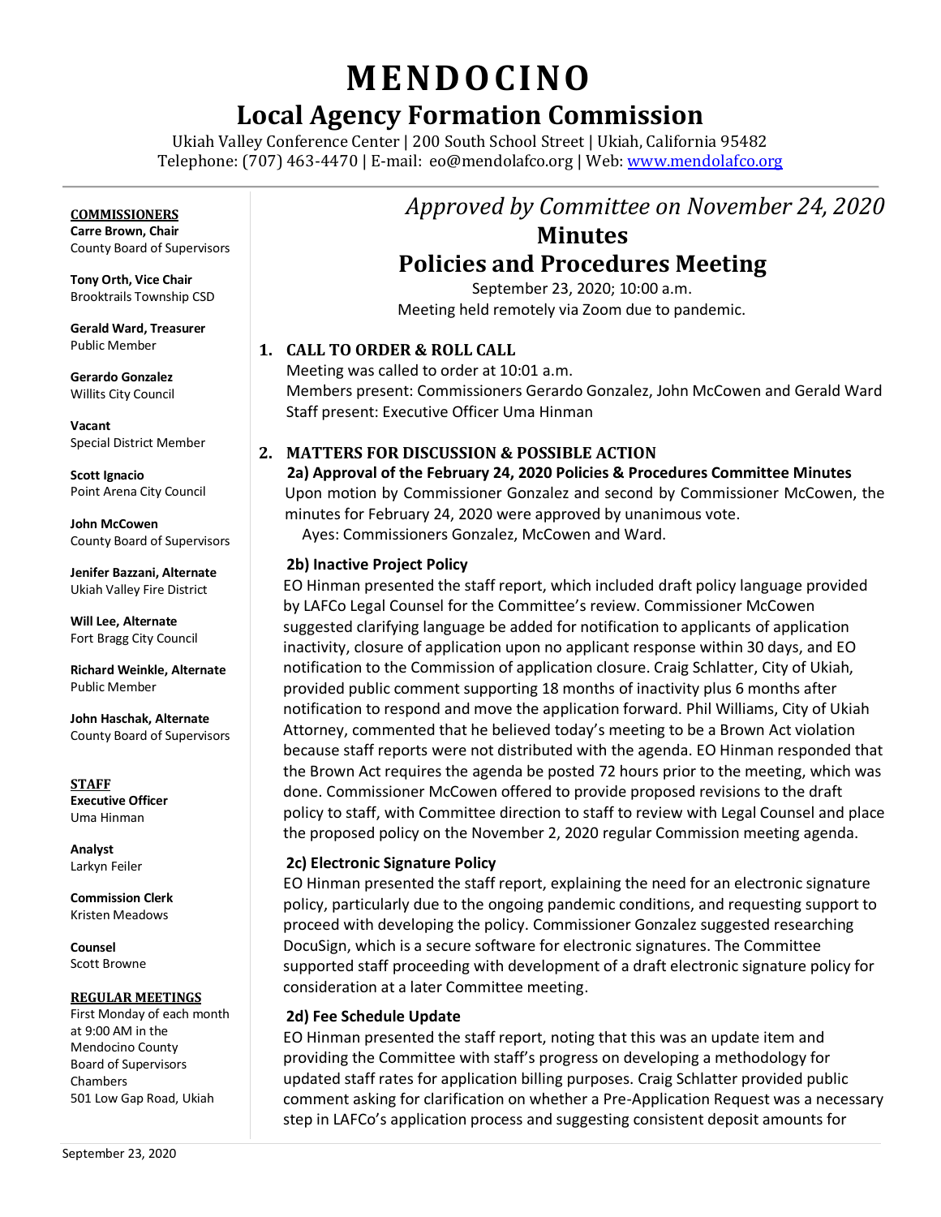# MENDOCINO

## Local Agency Formation Commission

Ukiah Valley Conference Center | 200 South School Street | Ukiah, California 95482
Telephone: (707) 463-4470 | E-mail: eo@mendolafco.org | Web: www.mendolafco.org

**COMMISSIONERS**

**Carre Brown, Chair**
County Board of Supervisors

**Tony Orth, Vice Chair**
Brooktrails Township CSD

**Gerald Ward, Treasurer**
Public Member

**Gerardo Gonzalez**
Willits City Council

**Vacant**
Special District Member

**Scott Ignacio**
Point Arena City Council

**John McCowen**
County Board of Supervisors

**Jenifer Bazzani, Alternate**
Ukiah Valley Fire District

**Will Lee, Alternate**
Fort Bragg City Council

**Richard Weinkle, Alternate**
Public Member

**John Haschak, Alternate**
County Board of Supervisors

**STAFF**

**Executive Officer**
Uma Hinman

**Analyst**
Larkyn Feiler

**Commission Clerk**
Kristen Meadows

**Counsel**
Scott Browne

**REGULAR MEETINGS**

First Monday of each month at 9:00 AM in the Mendocino County Board of Supervisors Chambers
501 Low Gap Road, Ukiah

*Approved by Committee on November 24, 2020*

## Minutes
## Policies and Procedures Meeting

September 23, 2020; 10:00 a.m.
Meeting held remotely via Zoom due to pandemic.

### 1. CALL TO ORDER & ROLL CALL

Meeting was called to order at 10:01 a.m.
Members present: Commissioners Gerardo Gonzalez, John McCowen and Gerald Ward
Staff present: Executive Officer Uma Hinman

### 2. MATTERS FOR DISCUSSION & POSSIBLE ACTION

**2a) Approval of the February 24, 2020 Policies & Procedures Committee Minutes**

Upon motion by Commissioner Gonzalez and second by Commissioner McCowen, the minutes for February 24, 2020 were approved by unanimous vote.
Ayes: Commissioners Gonzalez, McCowen and Ward.

**2b) Inactive Project Policy**

EO Hinman presented the staff report, which included draft policy language provided by LAFCo Legal Counsel for the Committee's review. Commissioner McCowen suggested clarifying language be added for notification to applicants of application inactivity, closure of application upon no applicant response within 30 days, and EO notification to the Commission of application closure. Craig Schlatter, City of Ukiah, provided public comment supporting 18 months of inactivity plus 6 months after notification to respond and move the application forward. Phil Williams, City of Ukiah Attorney, commented that he believed today's meeting to be a Brown Act violation because staff reports were not distributed with the agenda. EO Hinman responded that the Brown Act requires the agenda be posted 72 hours prior to the meeting, which was done. Commissioner McCowen offered to provide proposed revisions to the draft policy to staff, with Committee direction to staff to review with Legal Counsel and place the proposed policy on the November 2, 2020 regular Commission meeting agenda.

**2c) Electronic Signature Policy**

EO Hinman presented the staff report, explaining the need for an electronic signature policy, particularly due to the ongoing pandemic conditions, and requesting support to proceed with developing the policy. Commissioner Gonzalez suggested researching DocuSign, which is a secure software for electronic signatures. The Committee supported staff proceeding with development of a draft electronic signature policy for consideration at a later Committee meeting.

**2d) Fee Schedule Update**

EO Hinman presented the staff report, noting that this was an update item and providing the Committee with staff's progress on developing a methodology for updated staff rates for application billing purposes. Craig Schlatter provided public comment asking for clarification on whether a Pre-Application Request was a necessary step in LAFCo's application process and suggesting consistent deposit amounts for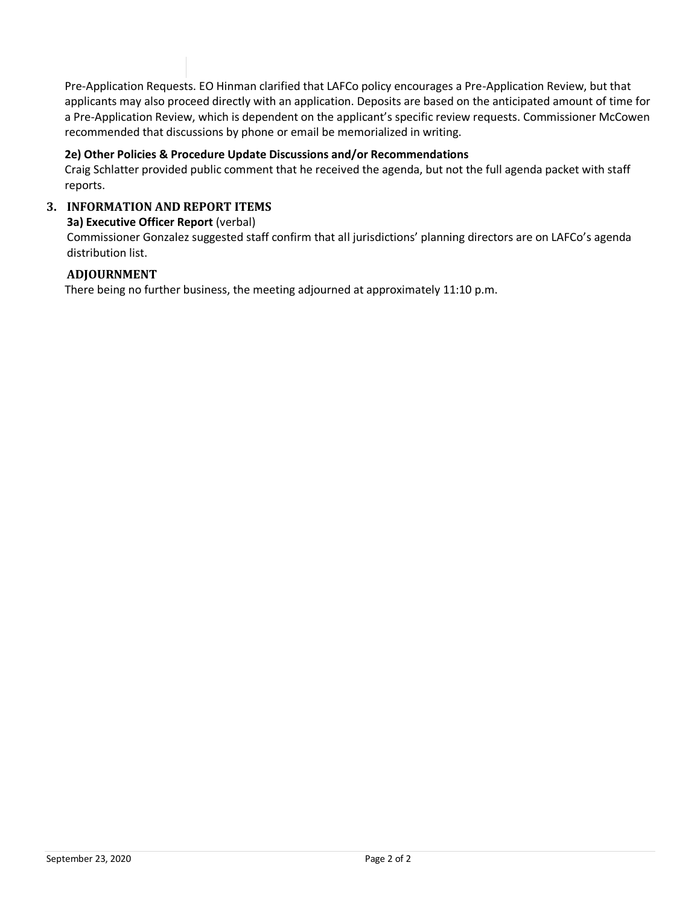Pre-Application Requests. EO Hinman clarified that LAFCo policy encourages a Pre-Application Review, but that applicants may also proceed directly with an application. Deposits are based on the anticipated amount of time for a Pre-Application Review, which is dependent on the applicant's specific review requests. Commissioner McCowen recommended that discussions by phone or email be memorialized in writing.

**2e) Other Policies & Procedure Update Discussions and/or Recommendations**

Craig Schlatter provided public comment that he received the agenda, but not the full agenda packet with staff reports.

## 3. INFORMATION AND REPORT ITEMS

**3a) Executive Officer Report** (verbal)

Commissioner Gonzalez suggested staff confirm that all jurisdictions' planning directors are on LAFCo's agenda distribution list.

## ADJOURNMENT

There being no further business, the meeting adjourned at approximately 11:10 p.m.